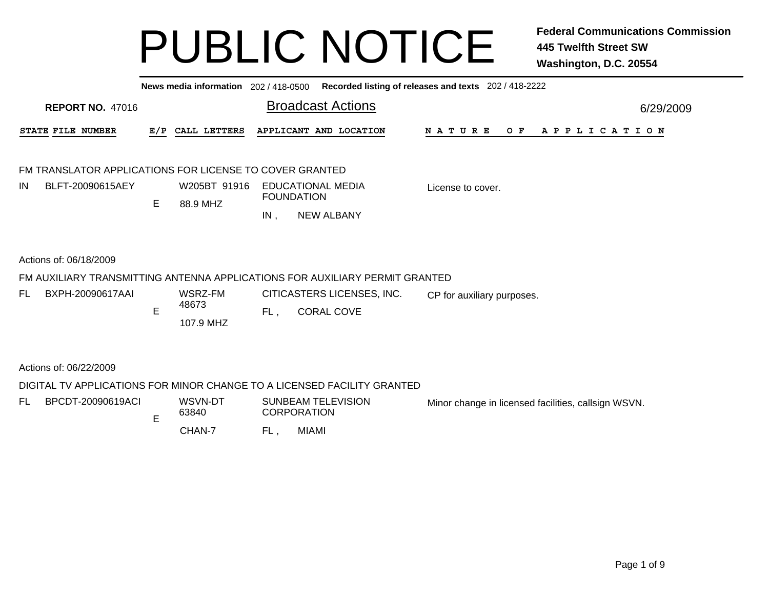# PUBLIC NOTICE

**Federal Communications Commission**
**445 Twelfth Street SW**
**Washington, D.C. 20554**

**News media information** 202 / 418-0500 **Recorded listing of releases and texts** 202 / 418-2222

**REPORT NO.** 47016

## Broadcast Actions

6/29/2009

| STATE | FILE NUMBER | E/P | CALL LETTERS | APPLICANT AND LOCATION | NATURE OF APPLICATION |
|---|---|---|---|---|---|

### FM TRANSLATOR APPLICATIONS FOR LICENSE TO COVER GRANTED

| STATE | FILE NUMBER | E/P | CALL LETTERS | APPLICANT AND LOCATION | NATURE OF APPLICATION |
|---|---|---|---|---|---|
| IN | BLFT-20090615AEY | E | W205BT 91916<br>88.9 MHZ | EDUCATIONAL MEDIA FOUNDATION<br>IN , NEW ALBANY | License to cover. |

Actions of: 06/18/2009

### FM AUXILIARY TRANSMITTING ANTENNA APPLICATIONS FOR AUXILIARY PERMIT GRANTED

| STATE | FILE NUMBER | E/P | CALL LETTERS | APPLICANT AND LOCATION | NATURE OF APPLICATION |
|---|---|---|---|---|---|
| FL | BXPH-20090617AAI | E | WSRZ-FM 48673<br>107.9 MHZ | CITICASTERS LICENSES, INC.<br>FL , CORAL COVE | CP for auxiliary purposes. |

Actions of: 06/22/2009

### DIGITAL TV APPLICATIONS FOR MINOR CHANGE TO A LICENSED FACILITY GRANTED

| STATE | FILE NUMBER | E/P | CALL LETTERS | APPLICANT AND LOCATION | NATURE OF APPLICATION |
|---|---|---|---|---|---|
| FL | BPCDT-20090619ACI | E | WSVN-DT 63840<br>CHAN-7 | SUNBEAM TELEVISION CORPORATION<br>FL , MIAMI | Minor change in licensed facilities, callsign WSVN. |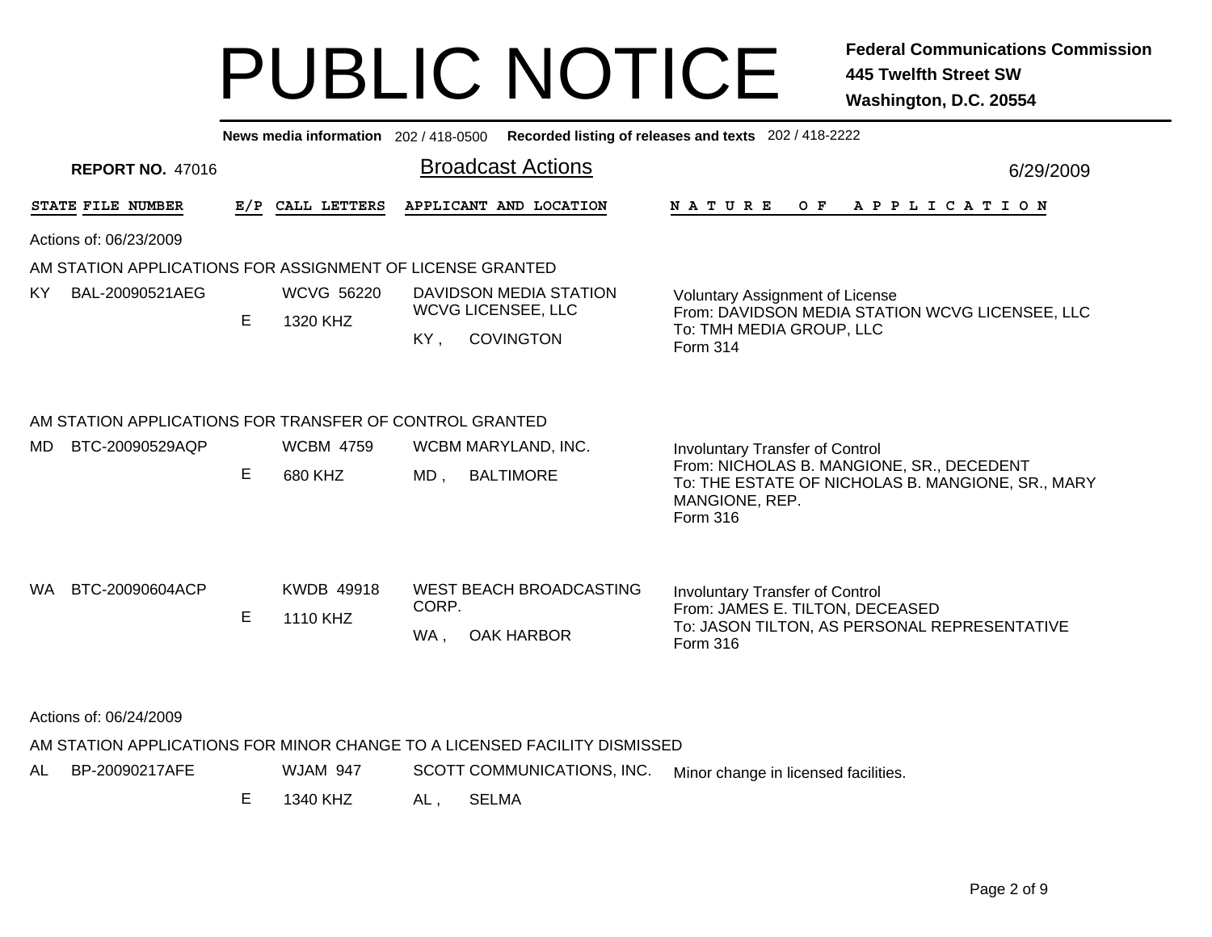# PUBLIC NOTICE

**Federal Communications Commission**
**445 Twelfth Street SW**
**Washington, D.C. 20554**

**News media information** 202 / 418-0500 **Recorded listing of releases and texts** 202 / 418-2222

**REPORT NO.** 47016

## Broadcast Actions

6/29/2009

| STATE | FILE NUMBER | E/P | CALL LETTERS | APPLICANT AND LOCATION | NATURE OF APPLICATION |
|---|---|---|---|---|---|

Actions of: 06/23/2009

### AM STATION APPLICATIONS FOR ASSIGNMENT OF LICENSE GRANTED

| STATE | FILE NUMBER | E/P | CALL LETTERS | APPLICANT AND LOCATION | NATURE OF APPLICATION |
|---|---|---|---|---|---|
| KY | BAL-20090521AEG | E | WCVG 56220<br>1320 KHZ | DAVIDSON MEDIA STATION WCVG LICENSEE, LLC<br>KY , COVINGTON | Voluntary Assignment of License<br>From: DAVIDSON MEDIA STATION WCVG LICENSEE, LLC<br>To: TMH MEDIA GROUP, LLC<br>Form 314 |

### AM STATION APPLICATIONS FOR TRANSFER OF CONTROL GRANTED

| STATE | FILE NUMBER | E/P | CALL LETTERS | APPLICANT AND LOCATION | NATURE OF APPLICATION |
|---|---|---|---|---|---|
| MD | BTC-20090529AQP | E | WCBM 4759<br>680 KHZ | WCBM MARYLAND, INC.<br>MD , BALTIMORE | Involuntary Transfer of Control<br>From: NICHOLAS B. MANGIONE, SR., DECEDENT<br>To: THE ESTATE OF NICHOLAS B. MANGIONE, SR., MARY MANGIONE, REP.<br>Form 316 |
| WA | BTC-20090604ACP | E | KWDB 49918<br>1110 KHZ | WEST BEACH BROADCASTING CORP.<br>WA , OAK HARBOR | Involuntary Transfer of Control<br>From: JAMES E. TILTON, DECEASED<br>To: JASON TILTON, AS PERSONAL REPRESENTATIVE<br>Form 316 |

Actions of: 06/24/2009

### AM STATION APPLICATIONS FOR MINOR CHANGE TO A LICENSED FACILITY DISMISSED

| STATE | FILE NUMBER | E/P | CALL LETTERS | APPLICANT AND LOCATION | NATURE OF APPLICATION |
|---|---|---|---|---|---|
| AL | BP-20090217AFE | E | WJAM 947<br>1340 KHZ | SCOTT COMMUNICATIONS, INC.<br>AL , SELMA | Minor change in licensed facilities. |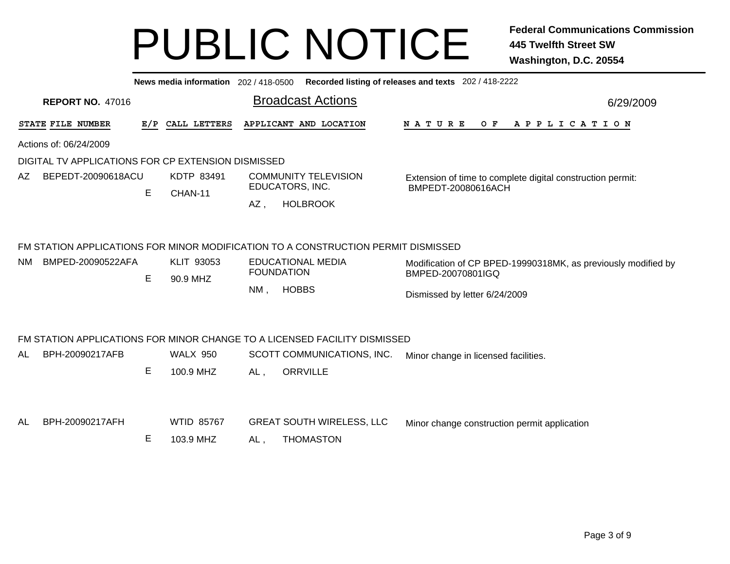# PUBLIC NOTICE

**Federal Communications Commission**
**445 Twelfth Street SW**
**Washington, D.C. 20554**

**News media information** 202 / 418-0500 **Recorded listing of releases and texts** 202 / 418-2222

**REPORT NO.** 47016

## Broadcast Actions

6/29/2009

| STATE | FILE NUMBER | E/P | CALL LETTERS | APPLICANT AND LOCATION | NATURE OF APPLICATION |
|---|---|---|---|---|---|

Actions of: 06/24/2009

### DIGITAL TV APPLICATIONS FOR CP EXTENSION DISMISSED

| STATE | FILE NUMBER | E/P | CALL LETTERS | APPLICANT AND LOCATION | NATURE OF APPLICATION |
|---|---|---|---|---|---|
| AZ | BEPEDT-20090618ACU | E | KDTP 83491 CHAN-11 | COMMUNITY TELEVISION EDUCATORS, INC. AZ , HOLBROOK | Extension of time to complete digital construction permit: BMPEDT-20080616ACH |

### FM STATION APPLICATIONS FOR MINOR MODIFICATION TO A CONSTRUCTION PERMIT DISMISSED

| STATE | FILE NUMBER | E/P | CALL LETTERS | APPLICANT AND LOCATION | NATURE OF APPLICATION |
|---|---|---|---|---|---|
| NM | BMPED-20090522AFA | E | KLIT 93053 90.9 MHZ | EDUCATIONAL MEDIA FOUNDATION NM , HOBBS | Modification of CP BPED-19990318MK, as previously modified by BMPED-20070801IGQ<br><br>Dismissed by letter 6/24/2009 |

### FM STATION APPLICATIONS FOR MINOR CHANGE TO A LICENSED FACILITY DISMISSED

| STATE | FILE NUMBER | E/P | CALL LETTERS | APPLICANT AND LOCATION | NATURE OF APPLICATION |
|---|---|---|---|---|---|
| AL | BPH-20090217AFB | E | WALX 950 100.9 MHZ | SCOTT COMMUNICATIONS, INC. AL , ORRVILLE | Minor change in licensed facilities. |
| AL | BPH-20090217AFH | E | WTID 85767 103.9 MHZ | GREAT SOUTH WIRELESS, LLC AL , THOMASTON | Minor change construction permit application |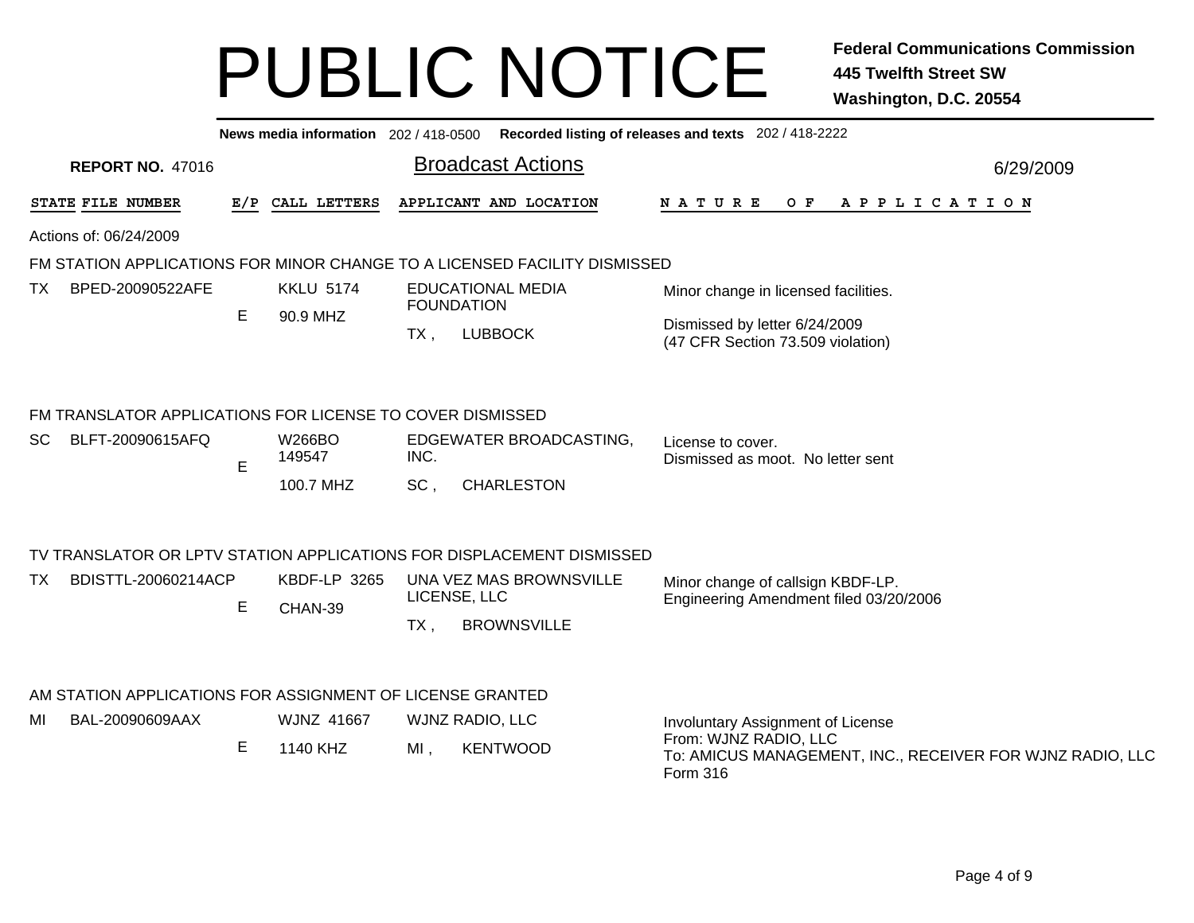# PUBLIC NOTICE

**Federal Communications Commission**
**445 Twelfth Street SW**
**Washington, D.C. 20554**

**News media information** 202 / 418-0500 **Recorded listing of releases and texts** 202 / 418-2222

**REPORT NO.** 47016

## Broadcast Actions

6/29/2009

| STATE | FILE NUMBER | E/P | CALL LETTERS | APPLICANT AND LOCATION | NATURE OF APPLICATION |
|---|---|---|---|---|---|

Actions of: 06/24/2009

### FM STATION APPLICATIONS FOR MINOR CHANGE TO A LICENSED FACILITY DISMISSED

| STATE | FILE NUMBER | E/P | CALL LETTERS | APPLICANT AND LOCATION | NATURE OF APPLICATION |
|---|---|---|---|---|---|
| TX | BPED-20090522AFE | E | KKLU 5174<br>90.9 MHZ | EDUCATIONAL MEDIA FOUNDATION<br>TX , LUBBOCK | Minor change in licensed facilities.<br>Dismissed by letter 6/24/2009<br>(47 CFR Section 73.509 violation) |

### FM TRANSLATOR APPLICATIONS FOR LICENSE TO COVER DISMISSED

| STATE | FILE NUMBER | E/P | CALL LETTERS | APPLICANT AND LOCATION | NATURE OF APPLICATION |
|---|---|---|---|---|---|
| SC | BLFT-20090615AFQ | E | W266BO 149547<br>100.7 MHZ | EDGEWATER BROADCASTING, INC.<br>SC , CHARLESTON | License to cover.<br>Dismissed as moot. No letter sent |

### TV TRANSLATOR OR LPTV STATION APPLICATIONS FOR DISPLACEMENT DISMISSED

| STATE | FILE NUMBER | E/P | CALL LETTERS | APPLICANT AND LOCATION | NATURE OF APPLICATION |
|---|---|---|---|---|---|
| TX | BDISTTL-20060214ACP | E | KBDF-LP 3265<br>CHAN-39 | UNA VEZ MAS BROWNSVILLE LICENSE, LLC<br>TX , BROWNSVILLE | Minor change of callsign KBDF-LP.<br>Engineering Amendment filed 03/20/2006 |

### AM STATION APPLICATIONS FOR ASSIGNMENT OF LICENSE GRANTED

| STATE | FILE NUMBER | E/P | CALL LETTERS | APPLICANT AND LOCATION | NATURE OF APPLICATION |
|---|---|---|---|---|---|
| MI | BAL-20090609AAX | E | WJNZ 41667<br>1140 KHZ | WJNZ RADIO, LLC<br>MI , KENTWOOD | Involuntary Assignment of License<br>From: WJNZ RADIO, LLC<br>To: AMICUS MANAGEMENT, INC., RECEIVER FOR WJNZ RADIO, LLC<br>Form 316 |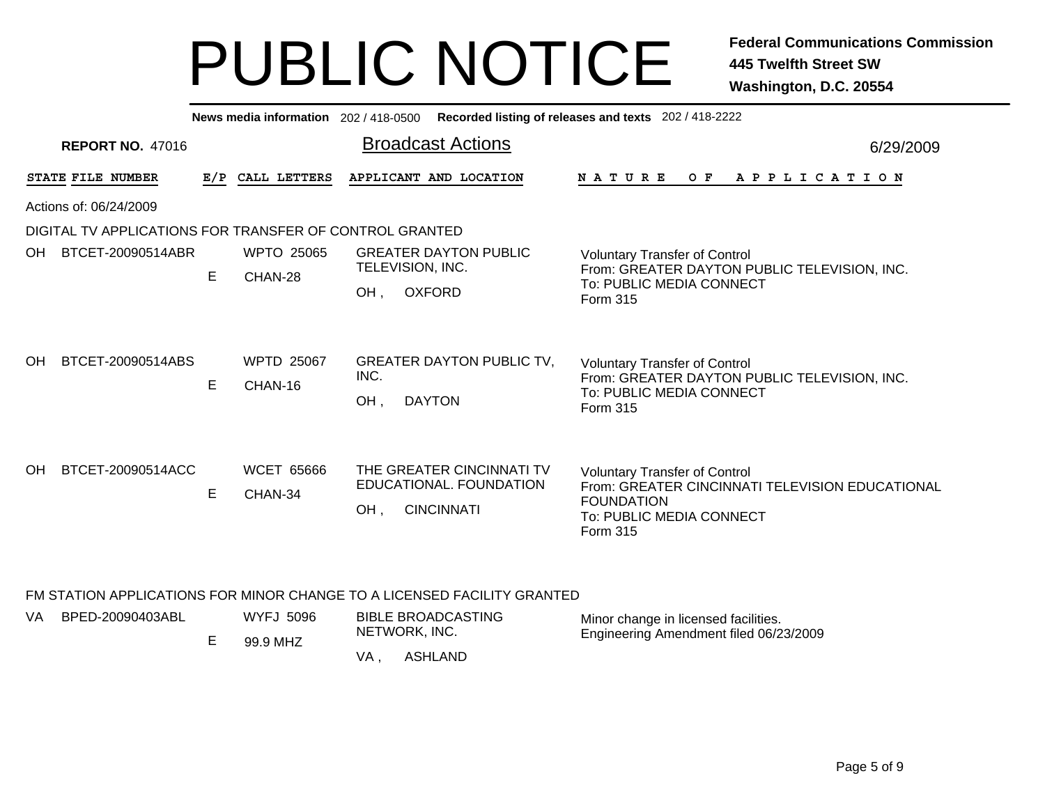# PUBLIC NOTICE

**Federal Communications Commission**
**445 Twelfth Street SW**
**Washington, D.C. 20554**

**News media information** 202 / 418-0500 **Recorded listing of releases and texts** 202 / 418-2222

**REPORT NO.** 47016

## Broadcast Actions

6/29/2009

Actions of: 06/24/2009

### DIGITAL TV APPLICATIONS FOR TRANSFER OF CONTROL GRANTED

| STATE | FILE NUMBER | E/P | CALL LETTERS | APPLICANT AND LOCATION | NATURE OF APPLICATION |
|---|---|---|---|---|---|
| OH | BTCET-20090514ABR | E | WPTO 25065 CHAN-28 | GREATER DAYTON PUBLIC TELEVISION, INC. OH , OXFORD | Voluntary Transfer of Control From: GREATER DAYTON PUBLIC TELEVISION, INC. To: PUBLIC MEDIA CONNECT Form 315 |
| OH | BTCET-20090514ABS | E | WPTD 25067 CHAN-16 | GREATER DAYTON PUBLIC TV, INC. OH , DAYTON | Voluntary Transfer of Control From: GREATER DAYTON PUBLIC TELEVISION, INC. To: PUBLIC MEDIA CONNECT Form 315 |
| OH | BTCET-20090514ACC | E | WCET 65666 CHAN-34 | THE GREATER CINCINNATI TV EDUCATIONAL. FOUNDATION OH , CINCINNATI | Voluntary Transfer of Control From: GREATER CINCINNATI TELEVISION EDUCATIONAL FOUNDATION To: PUBLIC MEDIA CONNECT Form 315 |

### FM STATION APPLICATIONS FOR MINOR CHANGE TO A LICENSED FACILITY GRANTED

| STATE | FILE NUMBER | E/P | CALL LETTERS | APPLICANT AND LOCATION | NATURE OF APPLICATION |
|---|---|---|---|---|---|
| VA | BPED-20090403ABL | E | WYFJ 5096 99.9 MHZ | BIBLE BROADCASTING NETWORK, INC. VA , ASHLAND | Minor change in licensed facilities. Engineering Amendment filed 06/23/2009 |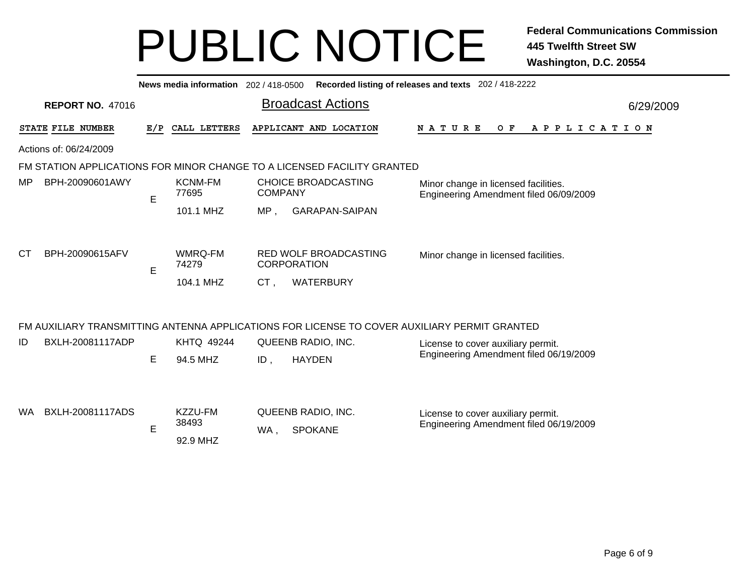# PUBLIC NOTICE

**Federal Communications Commission**
**445 Twelfth Street SW**
**Washington, D.C. 20554**

**News media information** 202 / 418-0500 **Recorded listing of releases and texts** 202 / 418-2222

**REPORT NO.** 47016

## Broadcast Actions

6/29/2009

Actions of: 06/24/2009

### FM STATION APPLICATIONS FOR MINOR CHANGE TO A LICENSED FACILITY GRANTED

| STATE | FILE NUMBER | E/P | CALL LETTERS | APPLICANT AND LOCATION | NATURE OF APPLICATION |
|---|---|---|---|---|---|
| MP | BPH-20090601AWY | E | KCNM-FM 77695 101.1 MHZ | CHOICE BROADCASTING COMPANY MP , GARAPAN-SAIPAN | Minor change in licensed facilities. Engineering Amendment filed 06/09/2009 |
| CT | BPH-20090615AFV | E | WMRQ-FM 74279 104.1 MHZ | RED WOLF BROADCASTING CORPORATION CT , WATERBURY | Minor change in licensed facilities. |

### FM AUXILIARY TRANSMITTING ANTENNA APPLICATIONS FOR LICENSE TO COVER AUXILIARY PERMIT GRANTED

| STATE | FILE NUMBER | E/P | CALL LETTERS | APPLICANT AND LOCATION | NATURE OF APPLICATION |
|---|---|---|---|---|---|
| ID | BXLH-20081117ADP | E | KHTQ 49244 94.5 MHZ | QUEENB RADIO, INC. ID , HAYDEN | License to cover auxiliary permit. Engineering Amendment filed 06/19/2009 |
| WA | BXLH-20081117ADS | E | KZZU-FM 38493 92.9 MHZ | QUEENB RADIO, INC. WA , SPOKANE | License to cover auxiliary permit. Engineering Amendment filed 06/19/2009 |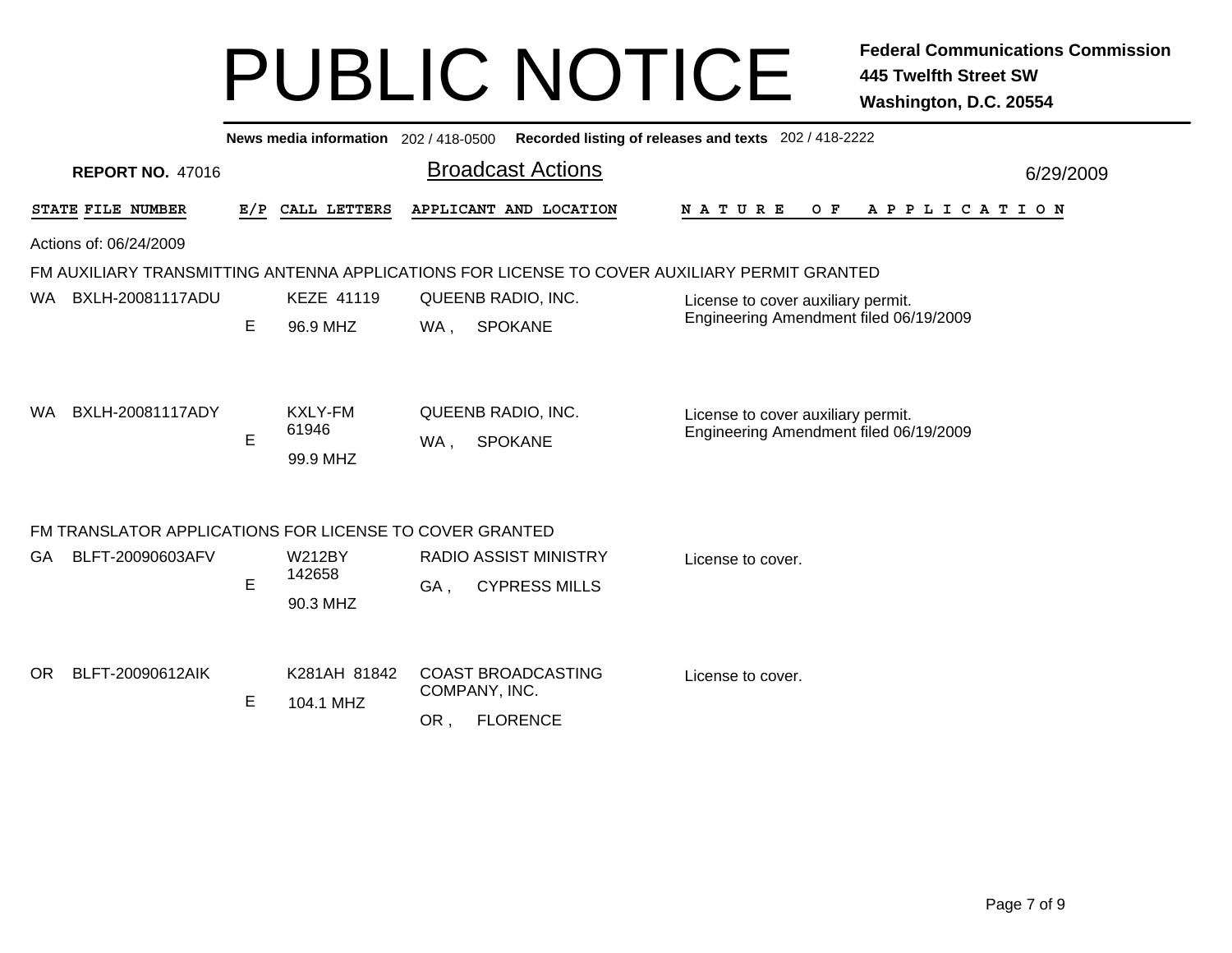# PUBLIC NOTICE

**Federal Communications Commission**
**445 Twelfth Street SW**
**Washington, D.C. 20554**

**News media information** 202 / 418-0500 **Recorded listing of releases and texts** 202 / 418-2222

**REPORT NO.** 47016

## Broadcast Actions

6/29/2009

Actions of: 06/24/2009

### FM AUXILIARY TRANSMITTING ANTENNA APPLICATIONS FOR LICENSE TO COVER AUXILIARY PERMIT GRANTED

| STATE | FILE NUMBER | E/P | CALL LETTERS | APPLICANT AND LOCATION | NATURE OF APPLICATION |
|---|---|---|---|---|---|
| WA | BXLH-20081117ADU | E | KEZE 41119 96.9 MHZ | QUEENB RADIO, INC. WA , SPOKANE | License to cover auxiliary permit. Engineering Amendment filed 06/19/2009 |
| WA | BXLH-20081117ADY | E | KXLY-FM 61946 99.9 MHZ | QUEENB RADIO, INC. WA , SPOKANE | License to cover auxiliary permit. Engineering Amendment filed 06/19/2009 |

### FM TRANSLATOR APPLICATIONS FOR LICENSE TO COVER GRANTED

| STATE | FILE NUMBER | E/P | CALL LETTERS | APPLICANT AND LOCATION | NATURE OF APPLICATION |
|---|---|---|---|---|---|
| GA | BLFT-20090603AFV | E | W212BY 142658 90.3 MHZ | RADIO ASSIST MINISTRY GA , CYPRESS MILLS | License to cover. |
| OR | BLFT-20090612AIK | E | K281AH 81842 104.1 MHZ | COAST BROADCASTING COMPANY, INC. OR , FLORENCE | License to cover. |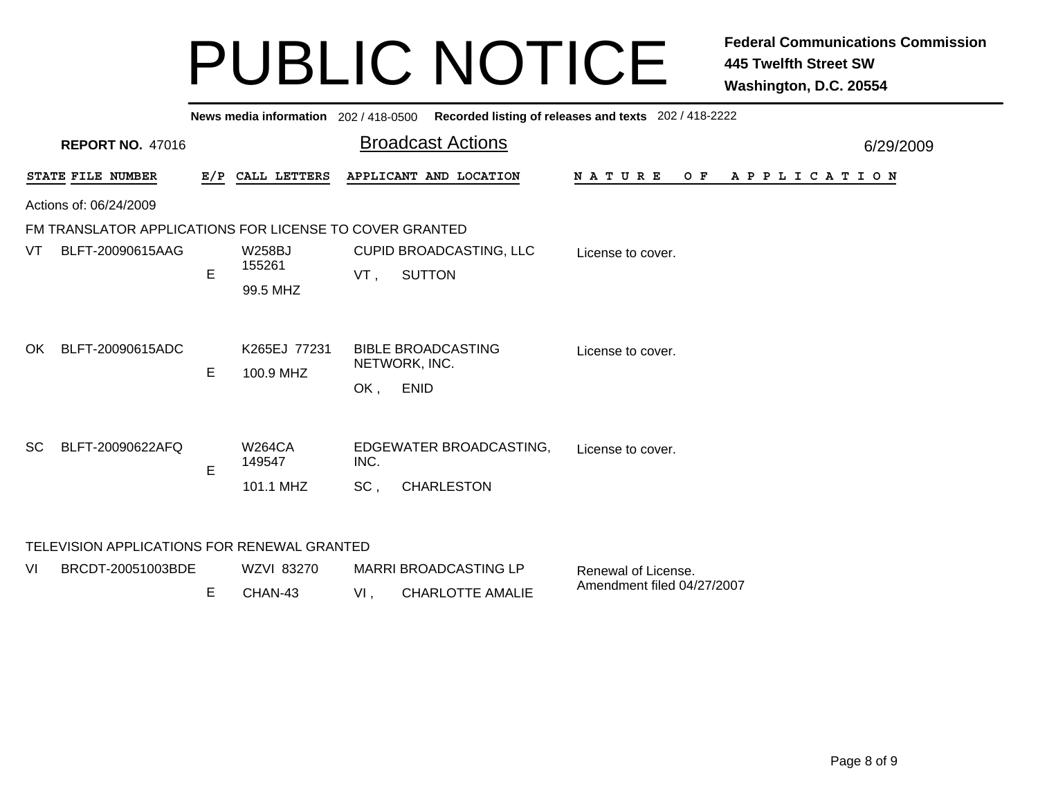# PUBLIC NOTICE

**Federal Communications Commission**
**445 Twelfth Street SW**
**Washington, D.C. 20554**

**News media information** 202 / 418-0500 **Recorded listing of releases and texts** 202 / 418-2222

**REPORT NO.** 47016

## Broadcast Actions

6/29/2009

Actions of: 06/24/2009

### FM TRANSLATOR APPLICATIONS FOR LICENSE TO COVER GRANTED

| STATE | FILE NUMBER | E/P | CALL LETTERS | APPLICANT AND LOCATION | NATURE OF APPLICATION |
|---|---|---|---|---|---|
| VT | BLFT-20090615AAG | E | W258BJ 155261<br>99.5 MHZ | CUPID BROADCASTING, LLC<br>VT , SUTTON | License to cover. |
| OK | BLFT-20090615ADC | E | K265EJ 77231<br>100.9 MHZ | BIBLE BROADCASTING NETWORK, INC.<br>OK , ENID | License to cover. |
| SC | BLFT-20090622AFQ | E | W264CA 149547<br>101.1 MHZ | EDGEWATER BROADCASTING, INC.<br>SC , CHARLESTON | License to cover. |

### TELEVISION APPLICATIONS FOR RENEWAL GRANTED

| STATE | FILE NUMBER | E/P | CALL LETTERS | APPLICANT AND LOCATION | NATURE OF APPLICATION |
|---|---|---|---|---|---|
| VI | BRCDT-20051003BDE | E | WZVI 83270<br>CHAN-43 | MARRI BROADCASTING LP<br>VI , CHARLOTTE AMALIE | Renewal of License.<br>Amendment filed 04/27/2007 |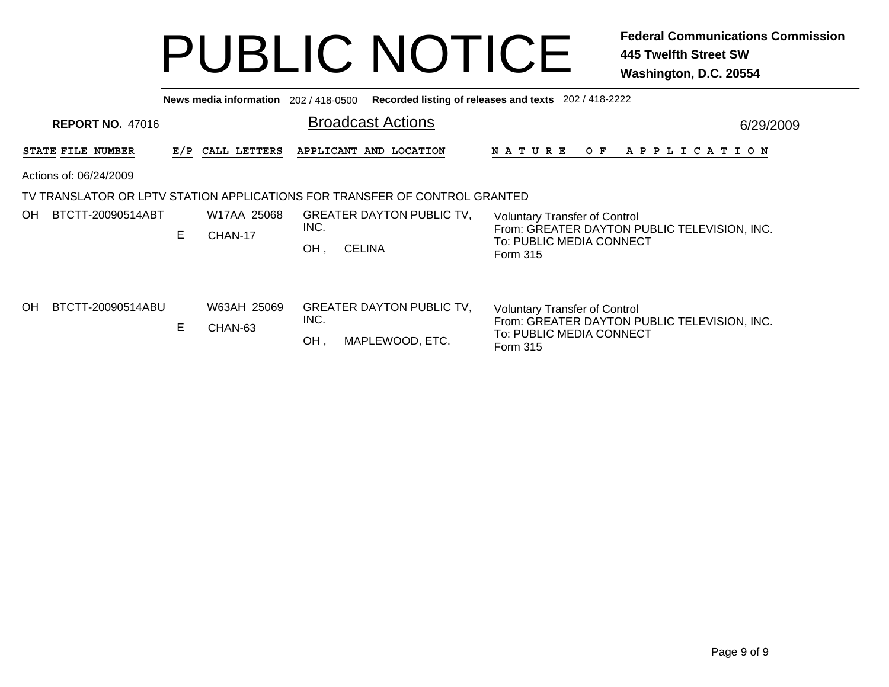# PUBLIC NOTICE

**Federal Communications Commission**
**445 Twelfth Street SW**
**Washington, D.C. 20554**

**News media information** 202 / 418-0500 **Recorded listing of releases and texts** 202 / 418-2222

**REPORT NO.** 47016

## Broadcast Actions

6/29/2009

| STATE | FILE NUMBER | E/P | CALL LETTERS | APPLICANT AND LOCATION | NATURE OF APPLICATION |
|---|---|---|---|---|---|

Actions of: 06/24/2009

TV TRANSLATOR OR LPTV STATION APPLICATIONS FOR TRANSFER OF CONTROL GRANTED

| STATE | FILE NUMBER | E/P | CALL LETTERS | APPLICANT AND LOCATION | NATURE OF APPLICATION |
|---|---|---|---|---|---|
| OH | BTCTT-20090514ABT | E | W17AA 25068 CHAN-17 | GREATER DAYTON PUBLIC TV, INC. OH , CELINA | Voluntary Transfer of Control From: GREATER DAYTON PUBLIC TELEVISION, INC. To: PUBLIC MEDIA CONNECT Form 315 |
| OH | BTCTT-20090514ABU | E | W63AH 25069 CHAN-63 | GREATER DAYTON PUBLIC TV, INC. OH , MAPLEWOOD, ETC. | Voluntary Transfer of Control From: GREATER DAYTON PUBLIC TELEVISION, INC. To: PUBLIC MEDIA CONNECT Form 315 |